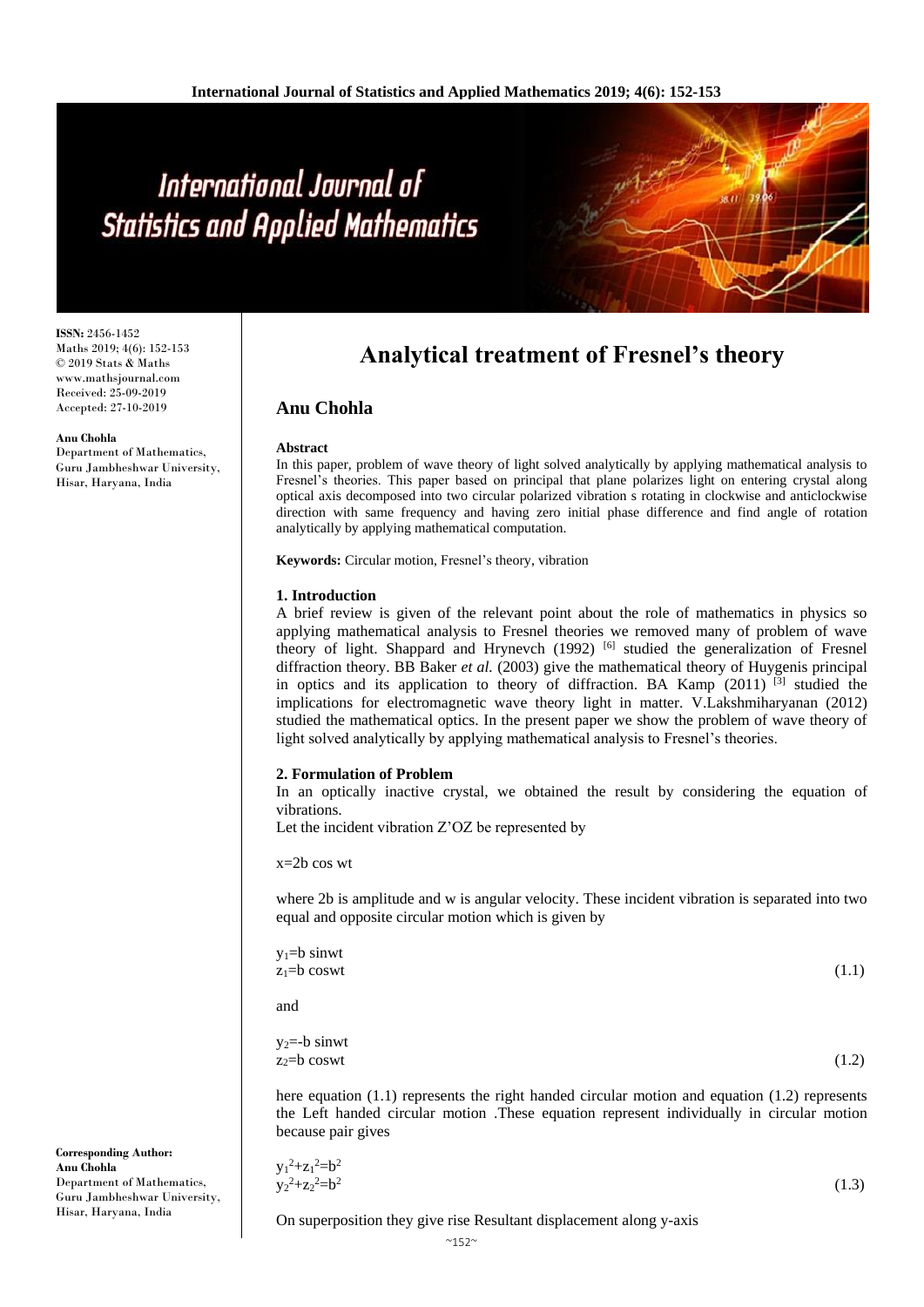**ISSN:** 2456-1452
Maths 2019; 4(6): 152-153
© 2019 Stats & Maths
www.mathsjournal.com
Received: 25-09-2019
Accepted: 27-10-2019

**Anu Chohla**
Department of Mathematics, Guru Jambheshwar University, Hisar, Haryana, India

**Corresponding Author:**
**Anu Chohla**
Department of Mathematics, Guru Jambheshwar University, Hisar, Haryana, India

# Analytical treatment of Fresnel's theory

## Anu Chohla

### Abstract

In this paper, problem of wave theory of light solved analytically by applying mathematical analysis to Fresnel's theories. This paper based on principal that plane polarizes light on entering crystal along optical axis decomposed into two circular polarized vibration s rotating in clockwise and anticlockwise direction with same frequency and having zero initial phase difference and find angle of rotation analytically by applying mathematical computation.

**Keywords:** Circular motion, Fresnel's theory, vibration

### 1. Introduction

A brief review is given of the relevant point about the role of mathematics in physics so applying mathematical analysis to Fresnel theories we removed many of problem of wave theory of light. Shappard and Hrynevch (1992) [6] studied the generalization of Fresnel diffraction theory. BB Baker *et al.* (2003) give the mathematical theory of Huygenis principal in optics and its application to theory of diffraction. BA Kamp (2011) [3] studied the implications for electromagnetic wave theory light in matter. V.Lakshmiharyanan (2012) studied the mathematical optics. In the present paper we show the problem of wave theory of light solved analytically by applying mathematical analysis to Fresnel's theories.

### 2. Formulation of Problem

In an optically inactive crystal, we obtained the result by considering the equation of vibrations.

Let the incident vibration Z'OZ be represented by

$$x=2b\cos wt$$

where 2b is amplitude and w is angular velocity. These incident vibration is separated into two equal and opposite circular motion which is given by

$$y_1=b\sin wt$$
$$z_1=b\cos wt \tag{1.1}$$

and

$$y_2=-b\sin wt$$
$$z_2=b\cos wt \tag{1.2}$$

here equation (1.1) represents the right handed circular motion and equation (1.2) represents the Left handed circular motion .These equation represent individually in circular motion because pair gives

$$y_1^2+z_1^2=b^2$$
$$y_2^2+z_2^2=b^2 \tag{1.3}$$

On superposition they give rise Resultant displacement along y-axis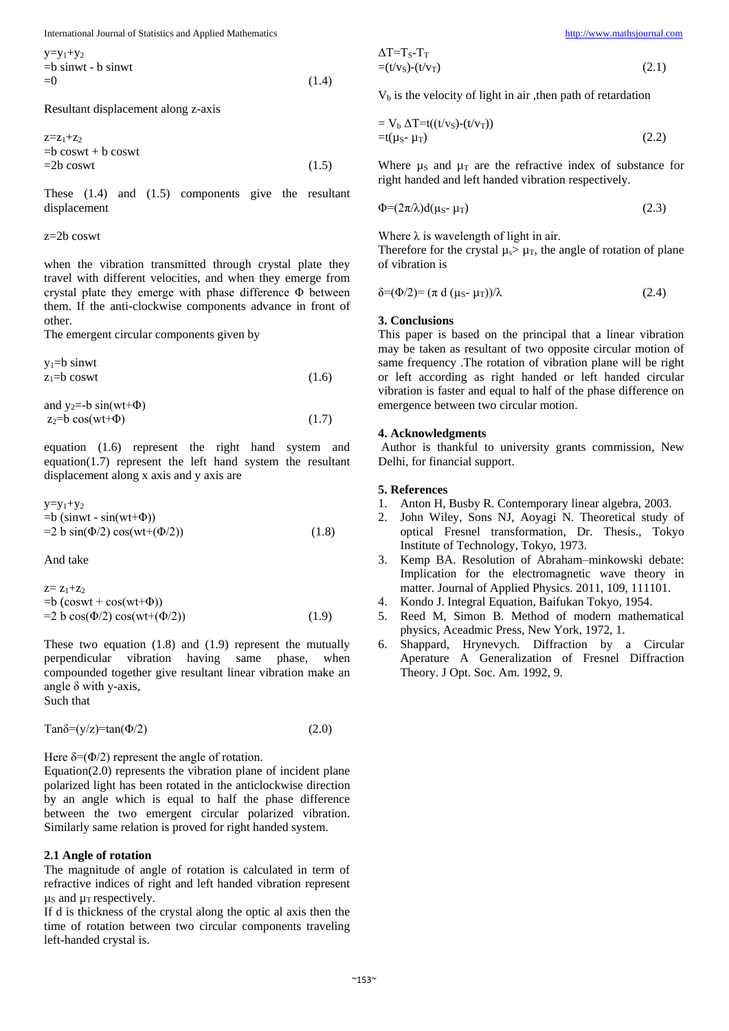$$
\begin{aligned}
y &= y_1 + y_2 \\
&= b \sin wt - b \sin wt \\
&= 0
\end{aligned}
\tag{1.4}
$$

Resultant displacement along z-axis

$$
\begin{aligned}
z &= z_1 + z_2 \\
&= b \cos wt + b \cos wt \\
&= 2b \cos wt
\end{aligned}
\tag{1.5}
$$

These (1.4) and (1.5) components give the resultant displacement

$z = 2b \cos wt$

when the vibration transmitted through crystal plate they travel with different velocities, and when they emerge from crystal plate they emerge with phase difference $\Phi$ between them. If the anti-clockwise components advance in front of other.

The emergent circular components given by

$$
\begin{aligned}
y_1 &= b \sin wt \\
z_1 &= b \cos wt
\end{aligned}
\tag{1.6}
$$

$$
\begin{aligned}
\text{and } y_2 &= -b \sin(wt+\Phi) \\
z_2 &= b \cos(wt+\Phi)
\end{aligned}
\tag{1.7}
$$

equation (1.6) represent the right hand system and equation(1.7) represent the left hand system the resultant displacement along x axis and y axis are

$$
\begin{aligned}
y &= y_1 + y_2 \\
&= b (\sin wt - \sin(wt+\Phi)) \\
&= 2 b \sin(\Phi/2) \cos(wt+(\Phi/2))
\end{aligned}
\tag{1.8}
$$

And take

$$
\begin{aligned}
z &= z_1 + z_2 \\
&= b (\cos wt + \cos(wt+\Phi)) \\
&= 2 b \cos(\Phi/2) \cos(wt+(\Phi/2))
\end{aligned}
\tag{1.9}
$$

These two equation (1.8) and (1.9) represent the mutually perpendicular vibration having same phase, when compounded together give resultant linear vibration make an angle $\delta$ with y-axis,

Such that

$$
\tan\delta = (y/z) = \tan(\Phi/2) \tag{2.0}
$$

Here $\delta = (\Phi/2)$ represent the angle of rotation.

Equation(2.0) represents the vibration plane of incident plane polarized light has been rotated in the anticlockwise direction by an angle which is equal to half the phase difference between the two emergent circular polarized vibration. Similarly same relation is proved for right handed system.

### 2.1 Angle of rotation

The magnitude of angle of rotation is calculated in term of refractive indices of right and left handed vibration represent $\mu_S$ and $\mu_T$ respectively.

If d is thickness of the crystal along the optic al axis then the time of rotation between two circular components traveling left-handed crystal is.

$$
\begin{aligned}
\Delta T &= T_S - T_T \\
&= (t/v_S) - (t/v_T)
\end{aligned}
\tag{2.1}
$$

$V_b$ is the velocity of light in air ,then path of retardation

$$
\begin{aligned}
&= V_b \, \Delta T = t((t/v_S) - (t/v_T)) \\
&= t(\mu_S - \mu_T)
\end{aligned}
\tag{2.2}
$$

Where $\mu_S$ and $\mu_T$ are the refractive index of substance for right handed and left handed vibration respectively.

$$
\Phi = (2\pi/\lambda) d(\mu_S - \mu_T) \tag{2.3}
$$

Where $\lambda$ is wavelength of light in air.

Therefore for the crystal $\mu_s > \mu_T$, the angle of rotation of plane of vibration is

$$
\delta = (\Phi/2) = (\pi \, d \, (\mu_S - \mu_T))/\lambda \tag{2.4}
$$

## 3. Conclusions

This paper is based on the principal that a linear vibration may be taken as resultant of two opposite circular motion of same frequency .The rotation of vibration plane will be right or left according as right handed or left handed circular vibration is faster and equal to half of the phase difference on emergence between two circular motion.

## 4. Acknowledgments

Author is thankful to university grants commission, New Delhi, for financial support.

## 5. References

1. Anton H, Busby R. Contemporary linear algebra, 2003.
2. John Wiley, Sons NJ, Aoyagi N. Theoretical study of optical Fresnel transformation, Dr. Thesis., Tokyo Institute of Technology, Tokyo, 1973.
3. Kemp BA. Resolution of Abraham–minkowski debate: Implication for the electromagnetic wave theory in matter. Journal of Applied Physics. 2011, 109, 111101.
4. Kondo J. Integral Equation, Baifukan Tokyo, 1954.
5. Reed M, Simon B. Method of modern mathematical physics, Aceadmic Press, New York, 1972, 1.
6. Shappard, Hrynevych. Diffraction by a Circular Aperature A Generalization of Fresnel Diffraction Theory. J Opt. Soc. Am. 1992, 9.